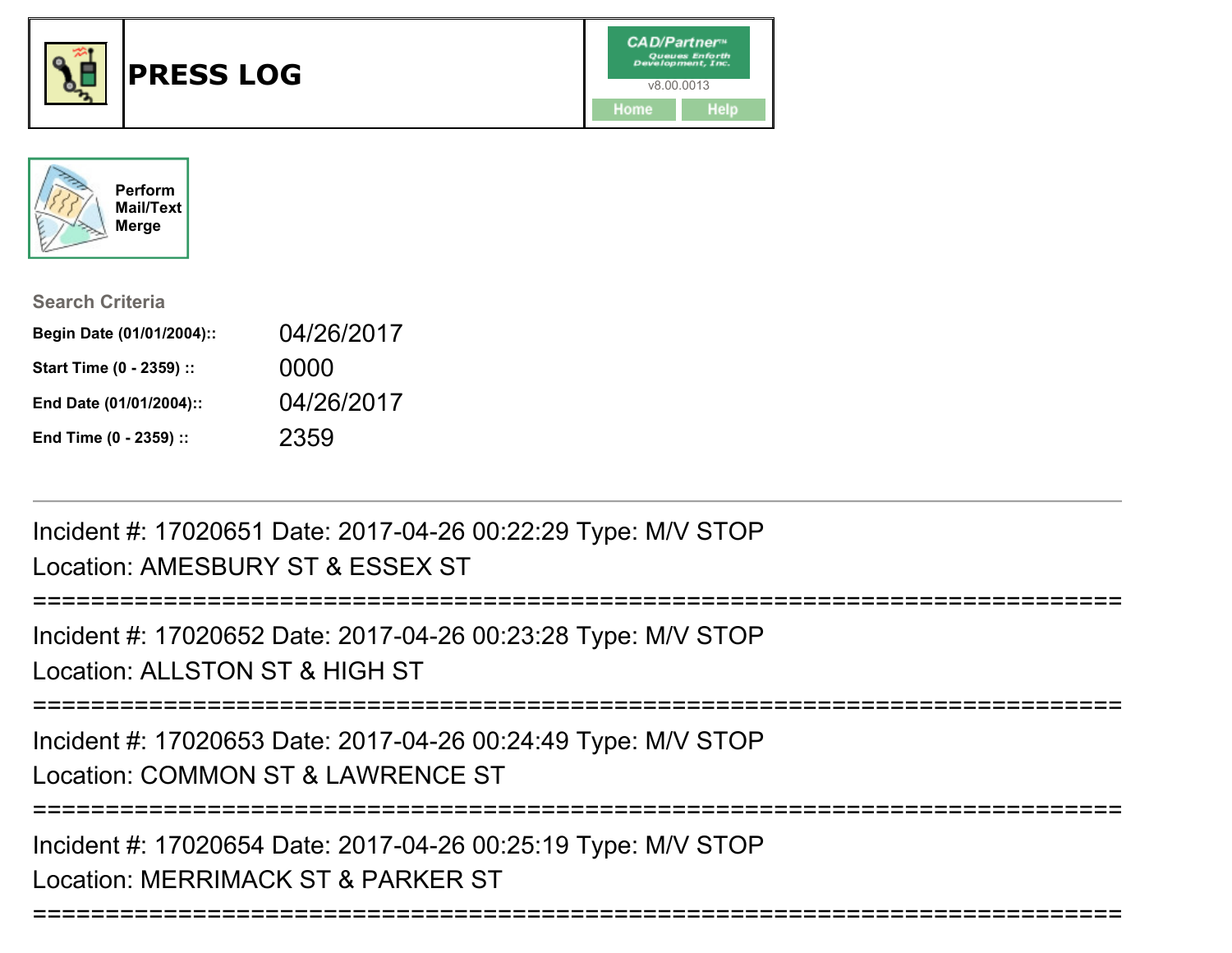# PRESS LOG

CAD/Partner™
Queues Enforth Development, Inc.
v8.00.0013

Home | Help

Perform Mail/Text Merge

**Search Criteria**

| | |
|---|---|
| **Begin Date (01/01/2004)::** | 04/26/2017 |
| **Start Time (0 - 2359) ::** | 0000 |
| **End Date (01/01/2004)::** | 04/26/2017 |
| **End Time (0 - 2359) ::** | 2359 |

---

Incident #: 17020651 Date: 2017-04-26 00:22:29 Type: M/V STOP
Location: AMESBURY ST & ESSEX ST

===========================================================================

Incident #: 17020652 Date: 2017-04-26 00:23:28 Type: M/V STOP
Location: ALLSTON ST & HIGH ST

===========================================================================

Incident #: 17020653 Date: 2017-04-26 00:24:49 Type: M/V STOP
Location: COMMON ST & LAWRENCE ST

===========================================================================

Incident #: 17020654 Date: 2017-04-26 00:25:19 Type: M/V STOP
Location: MERRIMACK ST & PARKER ST

===========================================================================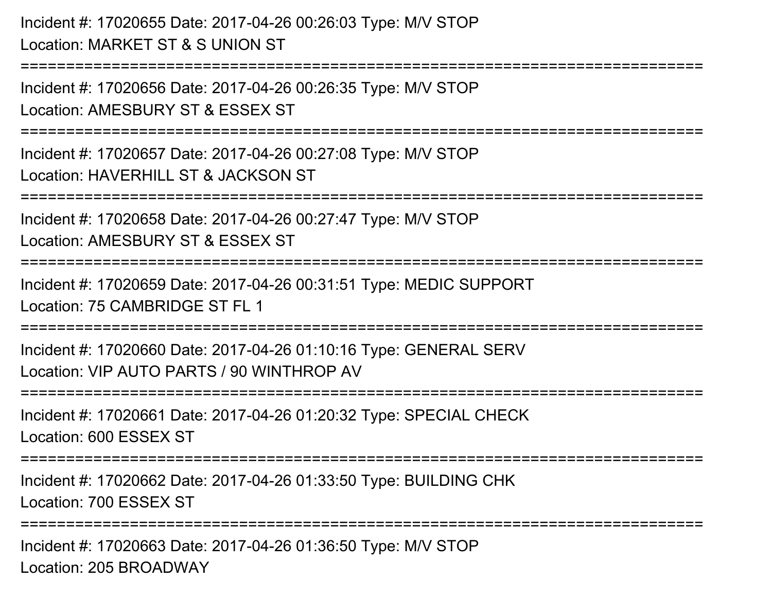Incident #: 17020655 Date: 2017-04-26 00:26:03 Type: M/V STOP
Location: MARKET ST & S UNION ST

===========================================================================

Incident #: 17020656 Date: 2017-04-26 00:26:35 Type: M/V STOP
Location: AMESBURY ST & ESSEX ST

===========================================================================

Incident #: 17020657 Date: 2017-04-26 00:27:08 Type: M/V STOP
Location: HAVERHILL ST & JACKSON ST

===========================================================================

Incident #: 17020658 Date: 2017-04-26 00:27:47 Type: M/V STOP
Location: AMESBURY ST & ESSEX ST

===========================================================================

Incident #: 17020659 Date: 2017-04-26 00:31:51 Type: MEDIC SUPPORT
Location: 75 CAMBRIDGE ST FL 1

===========================================================================

Incident #: 17020660 Date: 2017-04-26 01:10:16 Type: GENERAL SERV
Location: VIP AUTO PARTS / 90 WINTHROP AV

===========================================================================

Incident #: 17020661 Date: 2017-04-26 01:20:32 Type: SPECIAL CHECK
Location: 600 ESSEX ST

===========================================================================

Incident #: 17020662 Date: 2017-04-26 01:33:50 Type: BUILDING CHK
Location: 700 ESSEX ST

===========================================================================

Incident #: 17020663 Date: 2017-04-26 01:36:50 Type: M/V STOP
Location: 205 BROADWAY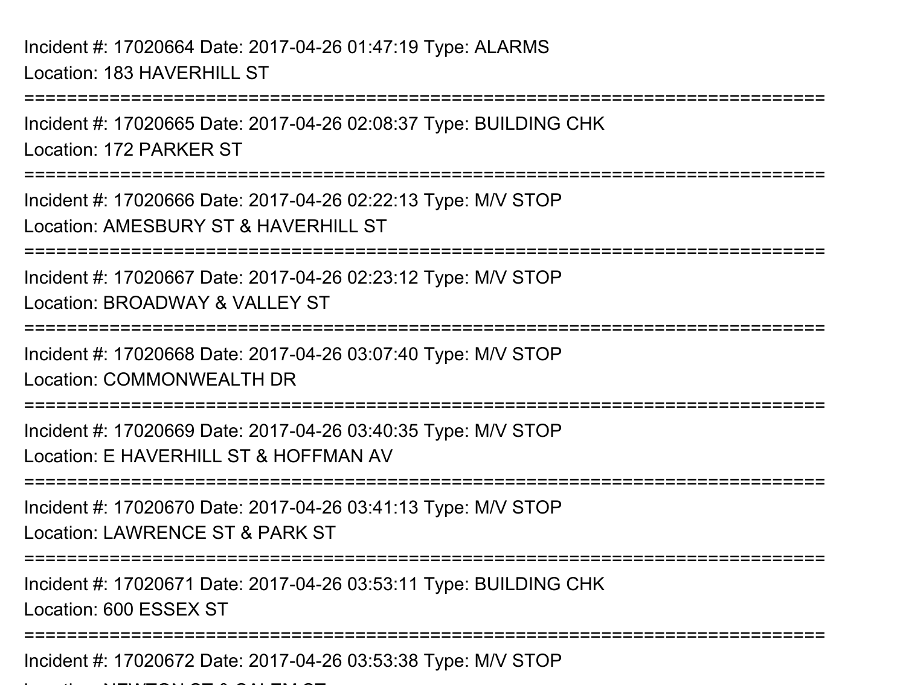Incident #: 17020664 Date: 2017-04-26 01:47:19 Type: ALARMS
Location: 183 HAVERHILL ST

===========================================================================

Incident #: 17020665 Date: 2017-04-26 02:08:37 Type: BUILDING CHK
Location: 172 PARKER ST

===========================================================================

Incident #: 17020666 Date: 2017-04-26 02:22:13 Type: M/V STOP
Location: AMESBURY ST & HAVERHILL ST

===========================================================================

Incident #: 17020667 Date: 2017-04-26 02:23:12 Type: M/V STOP
Location: BROADWAY & VALLEY ST

===========================================================================

Incident #: 17020668 Date: 2017-04-26 03:07:40 Type: M/V STOP
Location: COMMONWEALTH DR

===========================================================================

Incident #: 17020669 Date: 2017-04-26 03:40:35 Type: M/V STOP
Location: E HAVERHILL ST & HOFFMAN AV

===========================================================================

Incident #: 17020670 Date: 2017-04-26 03:41:13 Type: M/V STOP
Location: LAWRENCE ST & PARK ST

===========================================================================

Incident #: 17020671 Date: 2017-04-26 03:53:11 Type: BUILDING CHK
Location: 600 ESSEX ST

===========================================================================

Incident #: 17020672 Date: 2017-04-26 03:53:38 Type: M/V STOP
Location: NEWTON ST & SALEM ST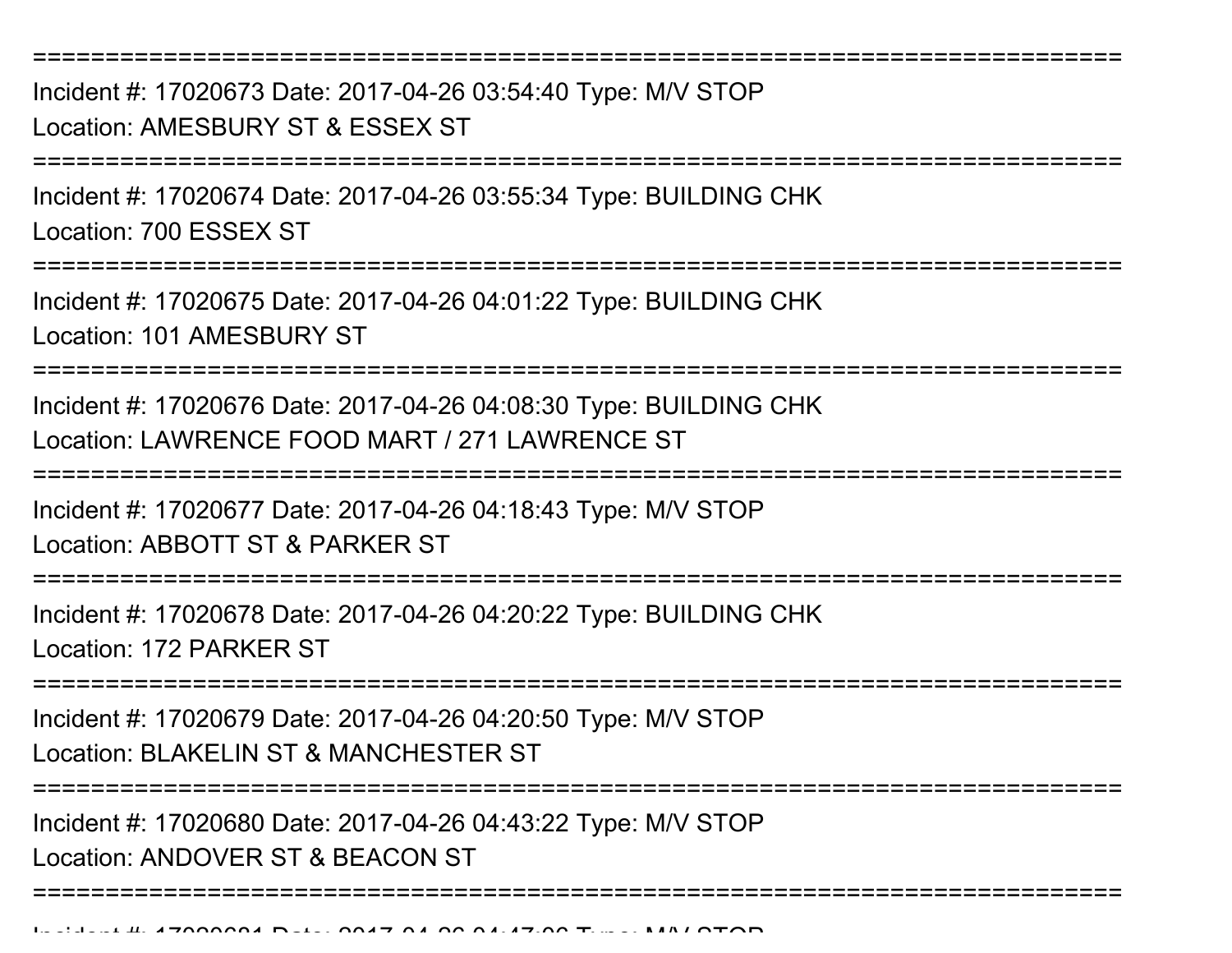==============================================================================

Incident #: 17020673 Date: 2017-04-26 03:54:40 Type: M/V STOP

Location: AMESBURY ST & ESSEX ST

==============================================================================

Incident #: 17020674 Date: 2017-04-26 03:55:34 Type: BUILDING CHK

Location: 700 ESSEX ST

==============================================================================

Incident #: 17020675 Date: 2017-04-26 04:01:22 Type: BUILDING CHK

Location: 101 AMESBURY ST

==============================================================================

Incident #: 17020676 Date: 2017-04-26 04:08:30 Type: BUILDING CHK

Location: LAWRENCE FOOD MART / 271 LAWRENCE ST

==============================================================================

Incident #: 17020677 Date: 2017-04-26 04:18:43 Type: M/V STOP

Location: ABBOTT ST & PARKER ST

==============================================================================

Incident #: 17020678 Date: 2017-04-26 04:20:22 Type: BUILDING CHK

Location: 172 PARKER ST

==============================================================================

Incident #: 17020679 Date: 2017-04-26 04:20:50 Type: M/V STOP

Location: BLAKELIN ST & MANCHESTER ST

==============================================================================

Incident #: 17020680 Date: 2017-04-26 04:43:22 Type: M/V STOP

Location: ANDOVER ST & BEACON ST

==============================================================================

Incident #: 17020681 Date: 2017-04-26 04:47:06 Type: M/V STOP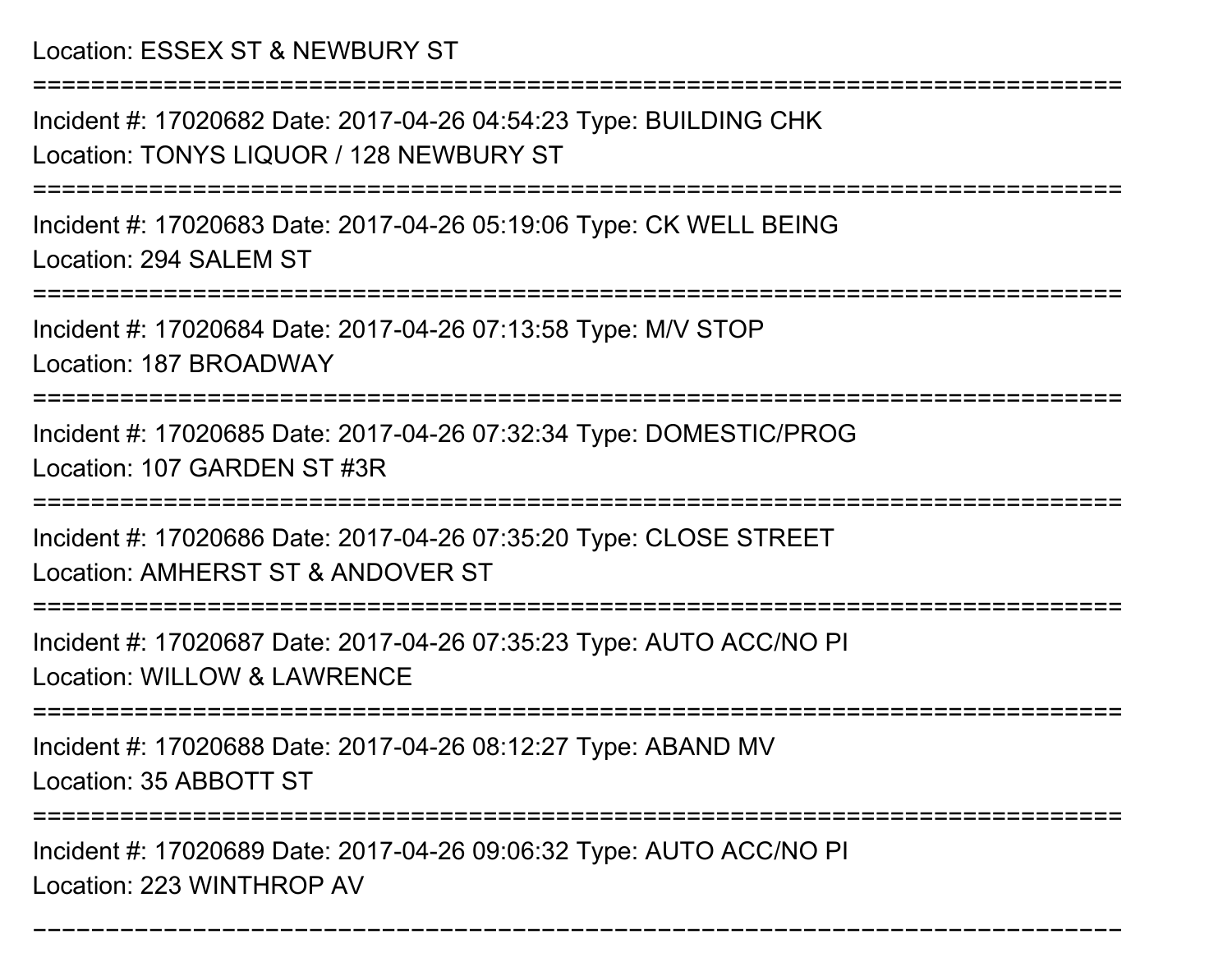Location: ESSEX ST & NEWBURY ST

===========================================================================

Incident #: 17020682 Date: 2017-04-26 04:54:23 Type: BUILDING CHK

Location: TONYS LIQUOR / 128 NEWBURY ST

===========================================================================

Incident #: 17020683 Date: 2017-04-26 05:19:06 Type: CK WELL BEING

Location: 294 SALEM ST

===========================================================================

Incident #: 17020684 Date: 2017-04-26 07:13:58 Type: M/V STOP

Location: 187 BROADWAY

===========================================================================

Incident #: 17020685 Date: 2017-04-26 07:32:34 Type: DOMESTIC/PROG

Location: 107 GARDEN ST #3R

===========================================================================

Incident #: 17020686 Date: 2017-04-26 07:35:20 Type: CLOSE STREET

Location: AMHERST ST & ANDOVER ST

===========================================================================

Incident #: 17020687 Date: 2017-04-26 07:35:23 Type: AUTO ACC/NO PI

Location: WILLOW & LAWRENCE

===========================================================================

Incident #: 17020688 Date: 2017-04-26 08:12:27 Type: ABAND MV

Location: 35 ABBOTT ST

===========================================================================

Incident #: 17020689 Date: 2017-04-26 09:06:32 Type: AUTO ACC/NO PI

Location: 223 WINTHROP AV

===========================================================================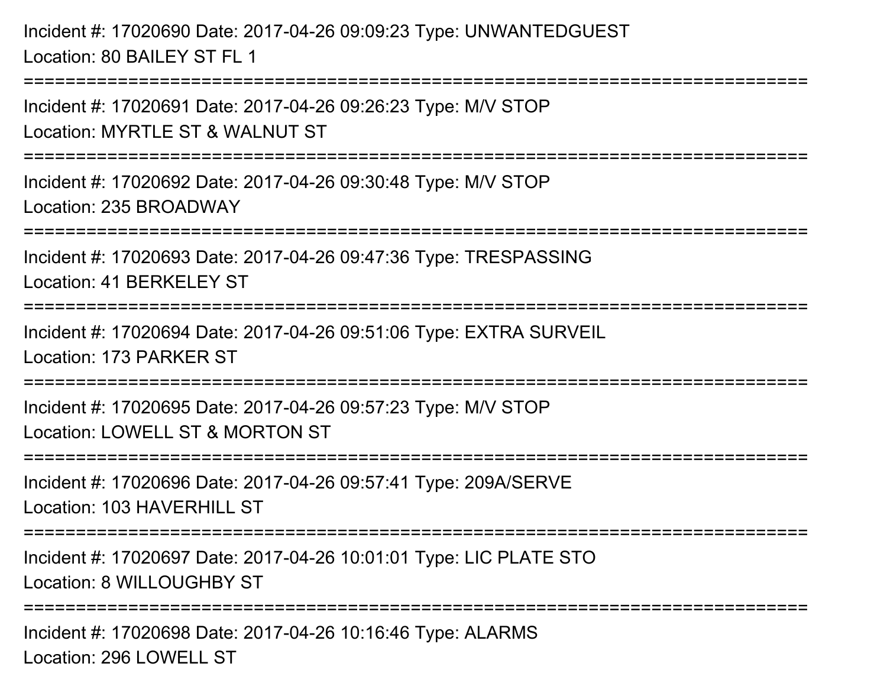Incident #: 17020690 Date: 2017-04-26 09:09:23 Type: UNWANTEDGUEST
Location: 80 BAILEY ST FL 1

===========================================================================

Incident #: 17020691 Date: 2017-04-26 09:26:23 Type: M/V STOP
Location: MYRTLE ST & WALNUT ST

===========================================================================

Incident #: 17020692 Date: 2017-04-26 09:30:48 Type: M/V STOP
Location: 235 BROADWAY

===========================================================================

Incident #: 17020693 Date: 2017-04-26 09:47:36 Type: TRESPASSING
Location: 41 BERKELEY ST

===========================================================================

Incident #: 17020694 Date: 2017-04-26 09:51:06 Type: EXTRA SURVEIL
Location: 173 PARKER ST

===========================================================================

Incident #: 17020695 Date: 2017-04-26 09:57:23 Type: M/V STOP
Location: LOWELL ST & MORTON ST

===========================================================================

Incident #: 17020696 Date: 2017-04-26 09:57:41 Type: 209A/SERVE
Location: 103 HAVERHILL ST

===========================================================================

Incident #: 17020697 Date: 2017-04-26 10:01:01 Type: LIC PLATE STO
Location: 8 WILLOUGHBY ST

===========================================================================

Incident #: 17020698 Date: 2017-04-26 10:16:46 Type: ALARMS
Location: 296 LOWELL ST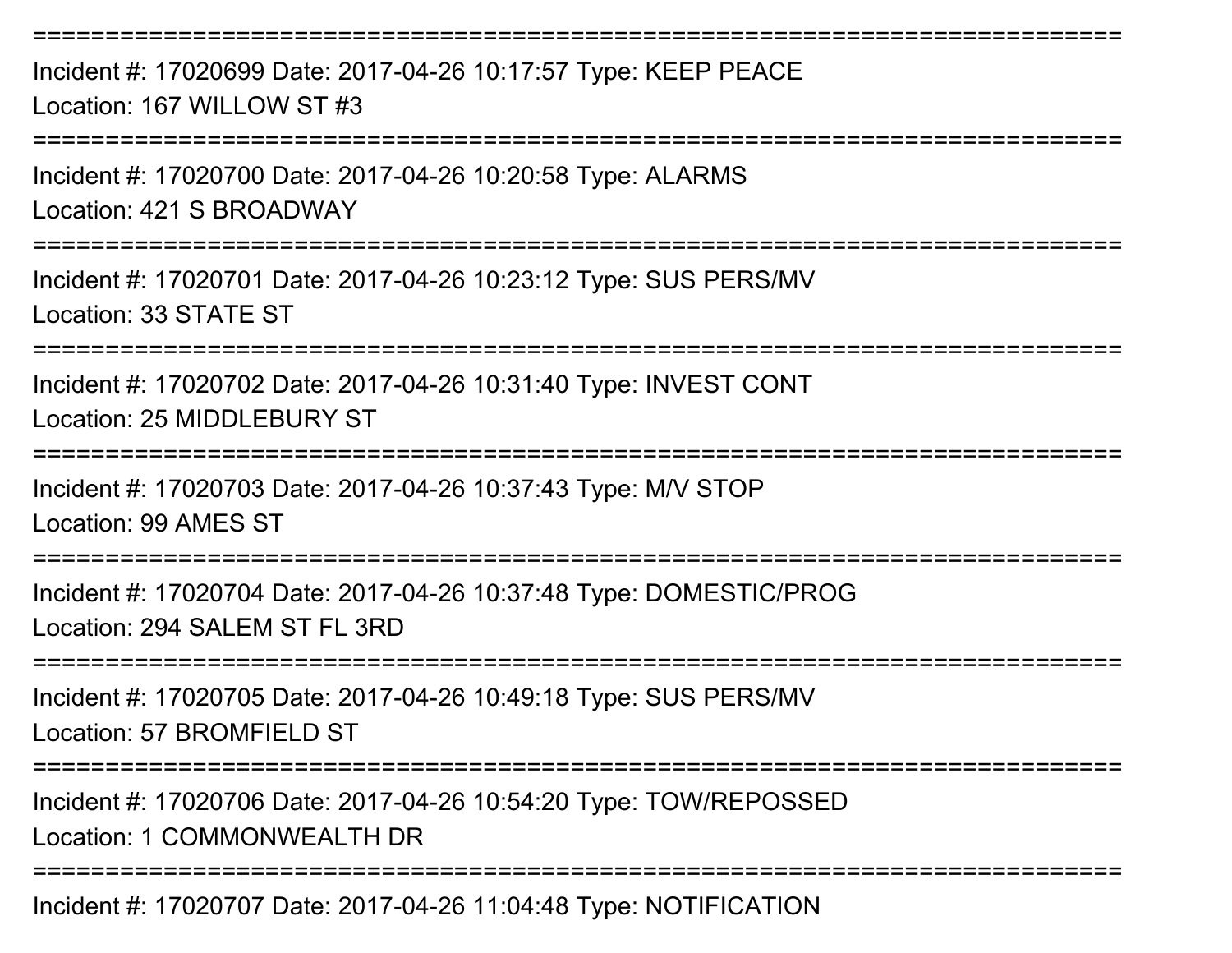===========================================================================
Incident #: 17020699 Date: 2017-04-26 10:17:57 Type: KEEP PEACE
Location: 167 WILLOW ST #3
===========================================================================
Incident #: 17020700 Date: 2017-04-26 10:20:58 Type: ALARMS
Location: 421 S BROADWAY
===========================================================================
Incident #: 17020701 Date: 2017-04-26 10:23:12 Type: SUS PERS/MV
Location: 33 STATE ST
===========================================================================
Incident #: 17020702 Date: 2017-04-26 10:31:40 Type: INVEST CONT
Location: 25 MIDDLEBURY ST
===========================================================================
Incident #: 17020703 Date: 2017-04-26 10:37:43 Type: M/V STOP
Location: 99 AMES ST
===========================================================================
Incident #: 17020704 Date: 2017-04-26 10:37:48 Type: DOMESTIC/PROG
Location: 294 SALEM ST FL 3RD
===========================================================================
Incident #: 17020705 Date: 2017-04-26 10:49:18 Type: SUS PERS/MV
Location: 57 BROMFIELD ST
===========================================================================
Incident #: 17020706 Date: 2017-04-26 10:54:20 Type: TOW/REPOSSED
Location: 1 COMMONWEALTH DR
===========================================================================
Incident #: 17020707 Date: 2017-04-26 11:04:48 Type: NOTIFICATION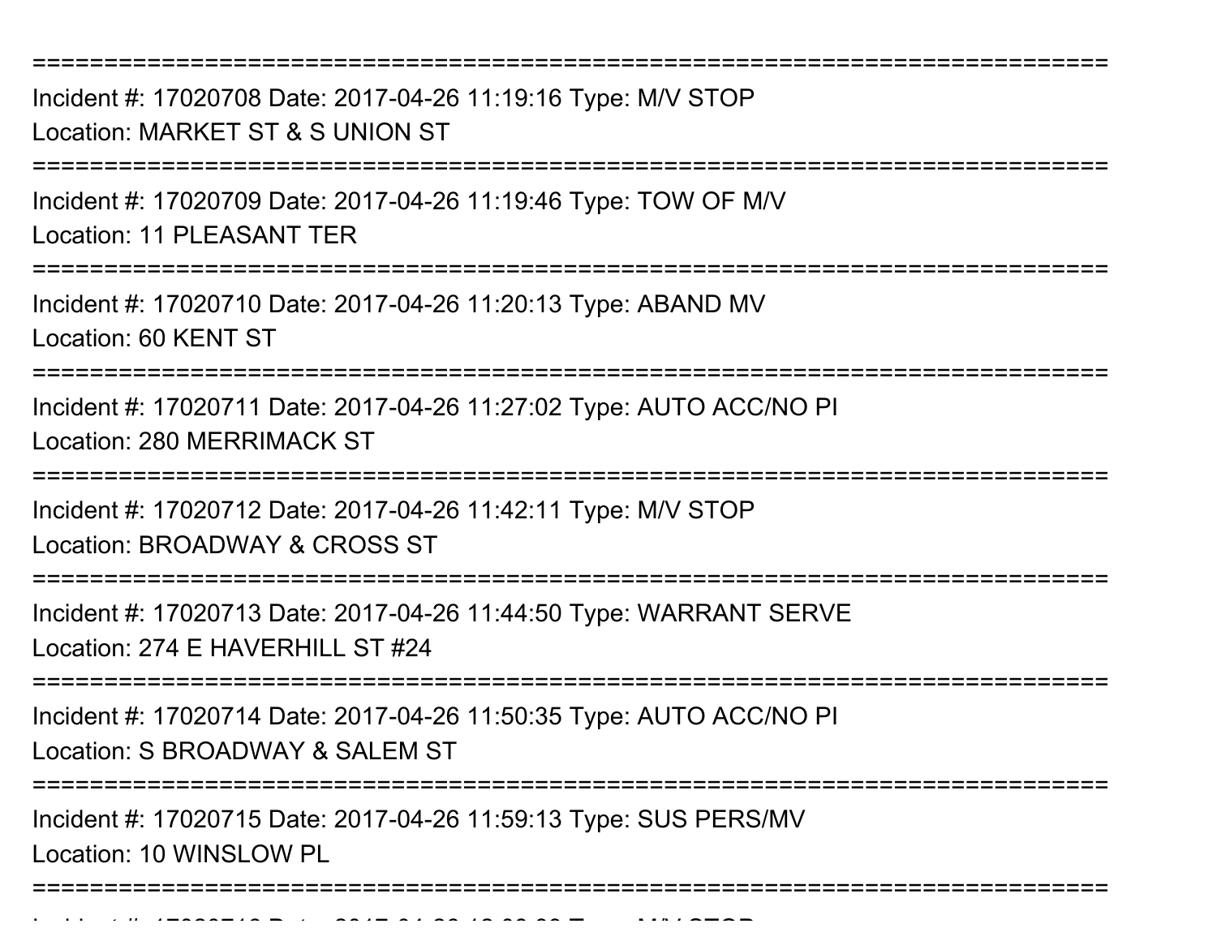===========================================================================

Incident #: 17020708 Date: 2017-04-26 11:19:16 Type: M/V STOP

Location: MARKET ST & S UNION ST

===========================================================================

Incident #: 17020709 Date: 2017-04-26 11:19:46 Type: TOW OF M/V

Location: 11 PLEASANT TER

===========================================================================

Incident #: 17020710 Date: 2017-04-26 11:20:13 Type: ABAND MV

Location: 60 KENT ST

===========================================================================

Incident #: 17020711 Date: 2017-04-26 11:27:02 Type: AUTO ACC/NO PI

Location: 280 MERRIMACK ST

===========================================================================

Incident #: 17020712 Date: 2017-04-26 11:42:11 Type: M/V STOP

Location: BROADWAY & CROSS ST

===========================================================================

Incident #: 17020713 Date: 2017-04-26 11:44:50 Type: WARRANT SERVE

Location: 274 E HAVERHILL ST #24

===========================================================================

Incident #: 17020714 Date: 2017-04-26 11:50:35 Type: AUTO ACC/NO PI

Location: S BROADWAY & SALEM ST

===========================================================================

Incident #: 17020715 Date: 2017-04-26 11:59:13 Type: SUS PERS/MV

Location: 10 WINSLOW PL

===========================================================================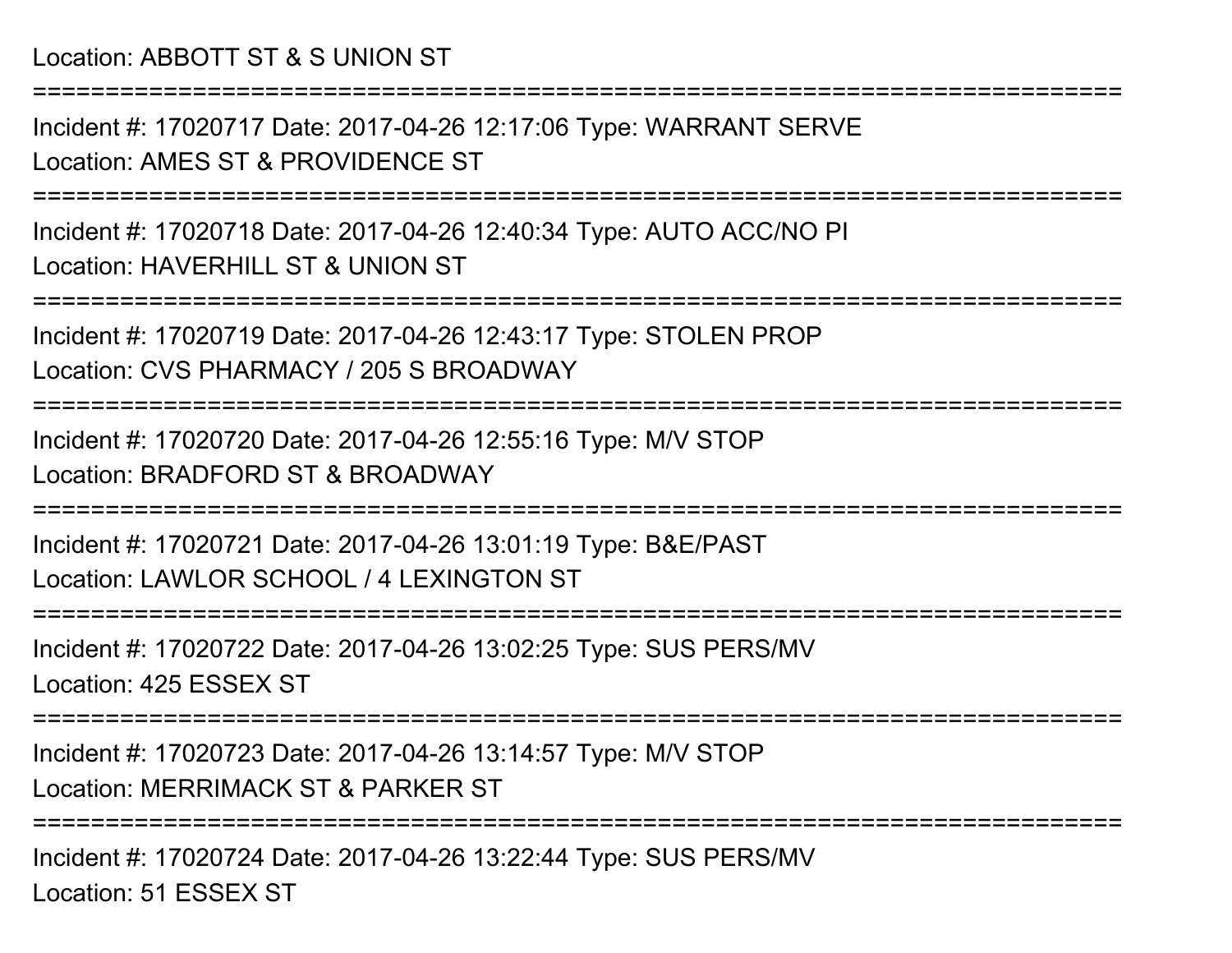Location: ABBOTT ST & S UNION ST

===========================================================================

Incident #: 17020717 Date: 2017-04-26 12:17:06 Type: WARRANT SERVE

Location: AMES ST & PROVIDENCE ST

===========================================================================

Incident #: 17020718 Date: 2017-04-26 12:40:34 Type: AUTO ACC/NO PI

Location: HAVERHILL ST & UNION ST

===========================================================================

Incident #: 17020719 Date: 2017-04-26 12:43:17 Type: STOLEN PROP

Location: CVS PHARMACY / 205 S BROADWAY

===========================================================================

Incident #: 17020720 Date: 2017-04-26 12:55:16 Type: M/V STOP

Location: BRADFORD ST & BROADWAY

===========================================================================

Incident #: 17020721 Date: 2017-04-26 13:01:19 Type: B&E/PAST

Location: LAWLOR SCHOOL / 4 LEXINGTON ST

===========================================================================

Incident #: 17020722 Date: 2017-04-26 13:02:25 Type: SUS PERS/MV

Location: 425 ESSEX ST

===========================================================================

Incident #: 17020723 Date: 2017-04-26 13:14:57 Type: M/V STOP

Location: MERRIMACK ST & PARKER ST

===========================================================================

Incident #: 17020724 Date: 2017-04-26 13:22:44 Type: SUS PERS/MV

Location: 51 ESSEX ST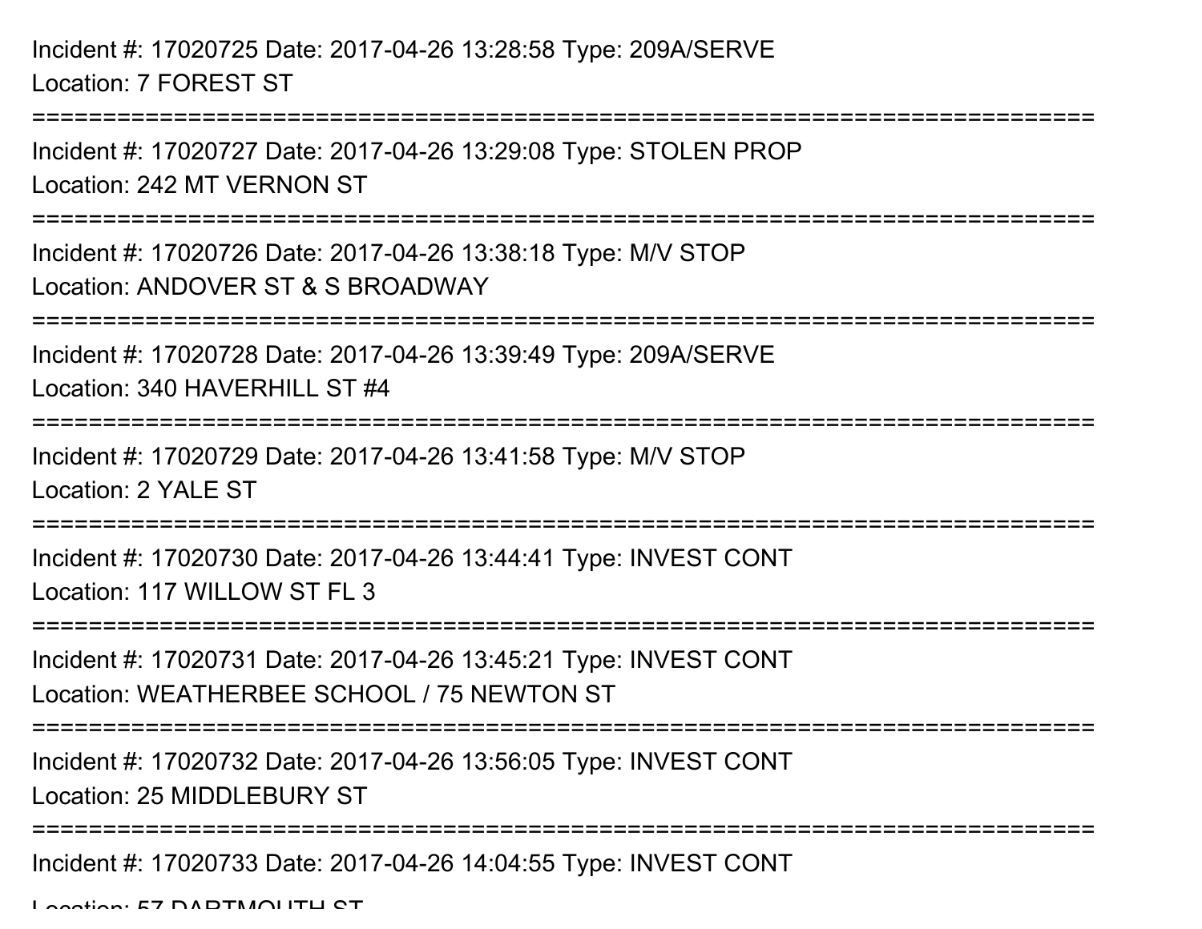Incident #: 17020725 Date: 2017-04-26 13:28:58 Type: 209A/SERVE
Location: 7 FOREST ST

===========================================================================

Incident #: 17020727 Date: 2017-04-26 13:29:08 Type: STOLEN PROP
Location: 242 MT VERNON ST

===========================================================================

Incident #: 17020726 Date: 2017-04-26 13:38:18 Type: M/V STOP
Location: ANDOVER ST & S BROADWAY

===========================================================================

Incident #: 17020728 Date: 2017-04-26 13:39:49 Type: 209A/SERVE
Location: 340 HAVERHILL ST #4

===========================================================================

Incident #: 17020729 Date: 2017-04-26 13:41:58 Type: M/V STOP
Location: 2 YALE ST

===========================================================================

Incident #: 17020730 Date: 2017-04-26 13:44:41 Type: INVEST CONT
Location: 117 WILLOW ST FL 3

===========================================================================

Incident #: 17020731 Date: 2017-04-26 13:45:21 Type: INVEST CONT
Location: WEATHERBEE SCHOOL / 75 NEWTON ST

===========================================================================

Incident #: 17020732 Date: 2017-04-26 13:56:05 Type: INVEST CONT
Location: 25 MIDDLEBURY ST

===========================================================================

Incident #: 17020733 Date: 2017-04-26 14:04:55 Type: INVEST CONT
Location: 57 DARTMOUTH ST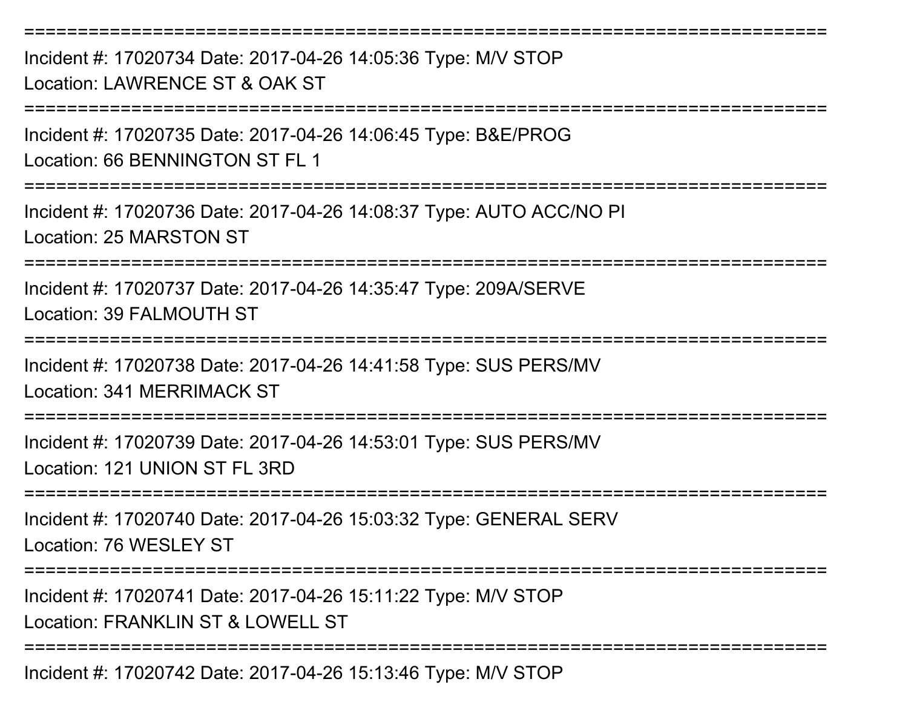===========================================================================

Incident #: 17020734 Date: 2017-04-26 14:05:36 Type: M/V STOP

Location: LAWRENCE ST & OAK ST

===========================================================================

Incident #: 17020735 Date: 2017-04-26 14:06:45 Type: B&E/PROG

Location: 66 BENNINGTON ST FL 1

===========================================================================

Incident #: 17020736 Date: 2017-04-26 14:08:37 Type: AUTO ACC/NO PI

Location: 25 MARSTON ST

===========================================================================

Incident #: 17020737 Date: 2017-04-26 14:35:47 Type: 209A/SERVE

Location: 39 FALMOUTH ST

===========================================================================

Incident #: 17020738 Date: 2017-04-26 14:41:58 Type: SUS PERS/MV

Location: 341 MERRIMACK ST

===========================================================================

Incident #: 17020739 Date: 2017-04-26 14:53:01 Type: SUS PERS/MV

Location: 121 UNION ST FL 3RD

===========================================================================

Incident #: 17020740 Date: 2017-04-26 15:03:32 Type: GENERAL SERV

Location: 76 WESLEY ST

===========================================================================

Incident #: 17020741 Date: 2017-04-26 15:11:22 Type: M/V STOP

Location: FRANKLIN ST & LOWELL ST

===========================================================================

Incident #: 17020742 Date: 2017-04-26 15:13:46 Type: M/V STOP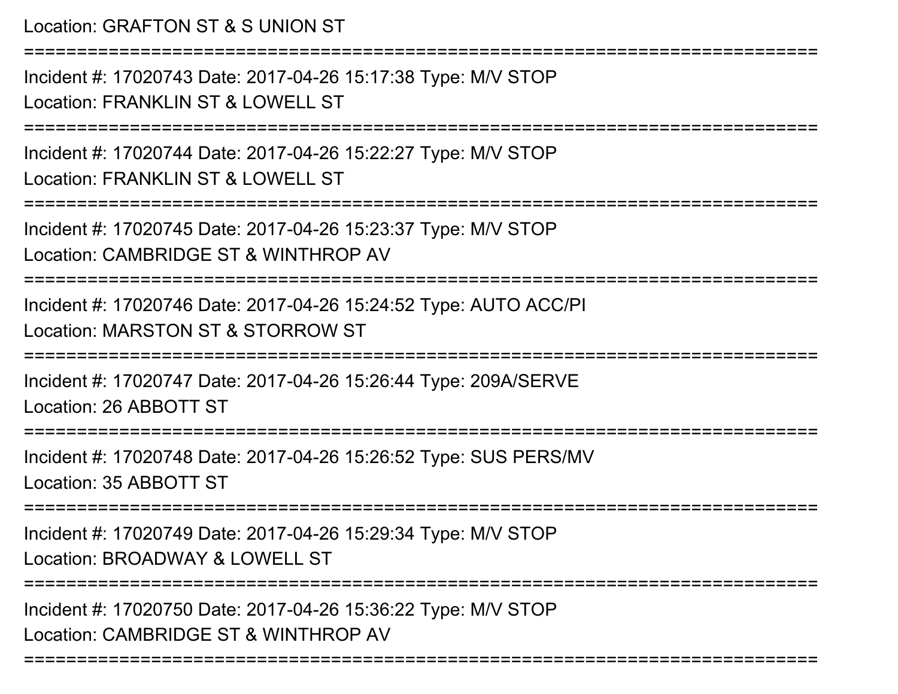Location: GRAFTON ST & S UNION ST

===========================================================================

Incident #: 17020743 Date: 2017-04-26 15:17:38 Type: M/V STOP

Location: FRANKLIN ST & LOWELL ST

===========================================================================

Incident #: 17020744 Date: 2017-04-26 15:22:27 Type: M/V STOP

Location: FRANKLIN ST & LOWELL ST

===========================================================================

Incident #: 17020745 Date: 2017-04-26 15:23:37 Type: M/V STOP

Location: CAMBRIDGE ST & WINTHROP AV

===========================================================================

Incident #: 17020746 Date: 2017-04-26 15:24:52 Type: AUTO ACC/PI

Location: MARSTON ST & STORROW ST

===========================================================================

Incident #: 17020747 Date: 2017-04-26 15:26:44 Type: 209A/SERVE

Location: 26 ABBOTT ST

===========================================================================

Incident #: 17020748 Date: 2017-04-26 15:26:52 Type: SUS PERS/MV

Location: 35 ABBOTT ST

===========================================================================

Incident #: 17020749 Date: 2017-04-26 15:29:34 Type: M/V STOP

Location: BROADWAY & LOWELL ST

===========================================================================

Incident #: 17020750 Date: 2017-04-26 15:36:22 Type: M/V STOP

Location: CAMBRIDGE ST & WINTHROP AV

===========================================================================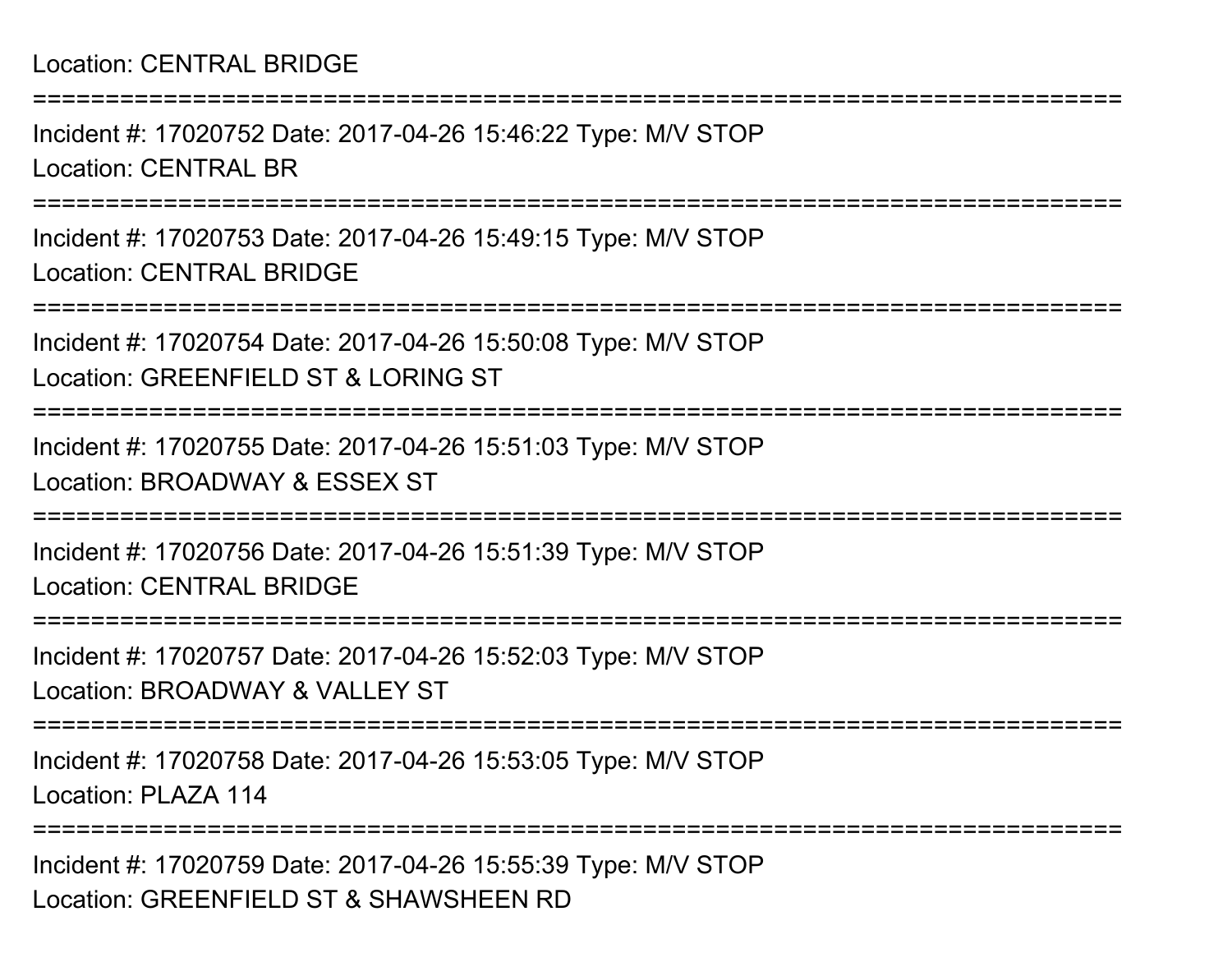Location: CENTRAL BRIDGE

===========================================================================

Incident #: 17020752 Date: 2017-04-26 15:46:22 Type: M/V STOP

Location: CENTRAL BR

===========================================================================

Incident #: 17020753 Date: 2017-04-26 15:49:15 Type: M/V STOP

Location: CENTRAL BRIDGE

===========================================================================

Incident #: 17020754 Date: 2017-04-26 15:50:08 Type: M/V STOP

Location: GREENFIELD ST & LORING ST

===========================================================================

Incident #: 17020755 Date: 2017-04-26 15:51:03 Type: M/V STOP

Location: BROADWAY & ESSEX ST

===========================================================================

Incident #: 17020756 Date: 2017-04-26 15:51:39 Type: M/V STOP

Location: CENTRAL BRIDGE

===========================================================================

Incident #: 17020757 Date: 2017-04-26 15:52:03 Type: M/V STOP

Location: BROADWAY & VALLEY ST

===========================================================================

Incident #: 17020758 Date: 2017-04-26 15:53:05 Type: M/V STOP

Location: PLAZA 114

===========================================================================

Incident #: 17020759 Date: 2017-04-26 15:55:39 Type: M/V STOP

Location: GREENFIELD ST & SHAWSHEEN RD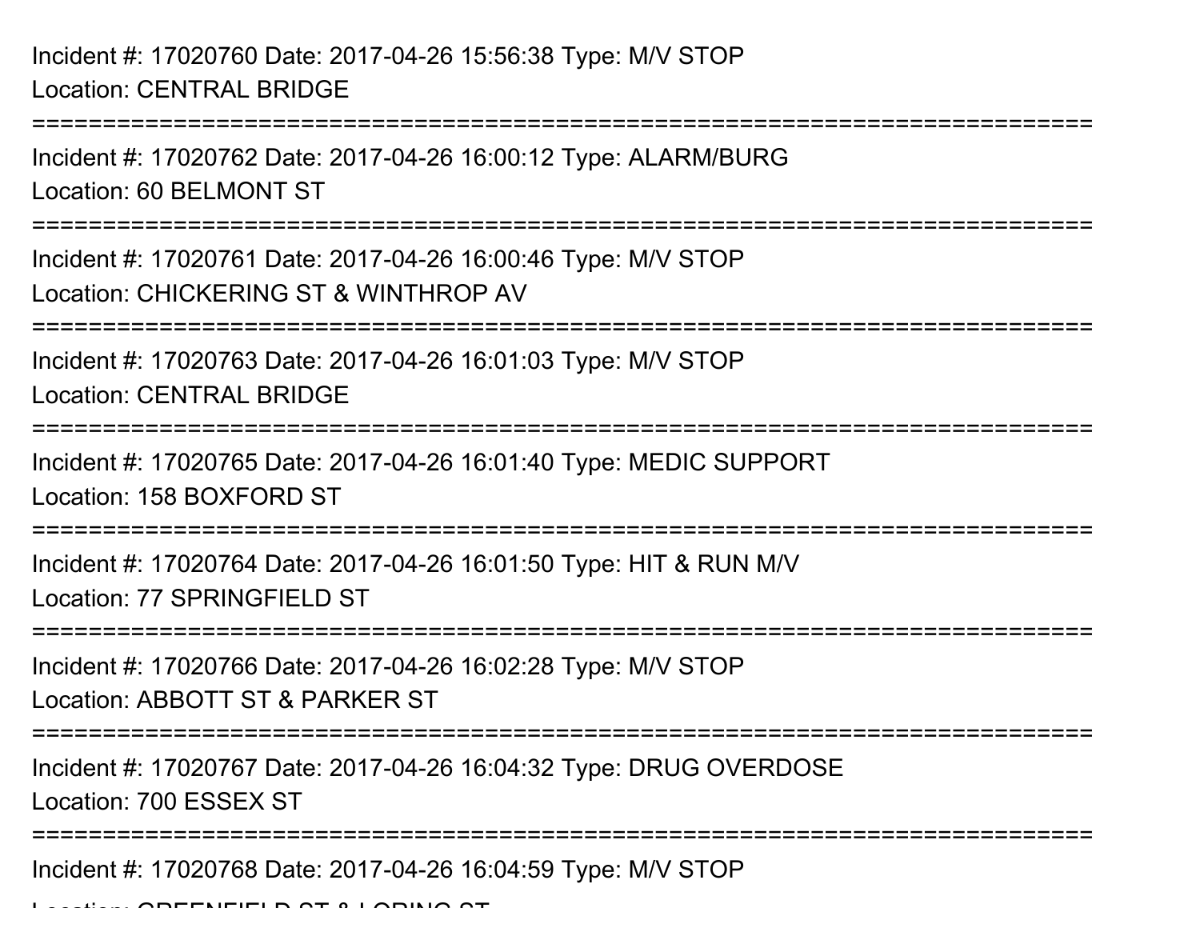Incident #: 17020760 Date: 2017-04-26 15:56:38 Type: M/V STOP
Location: CENTRAL BRIDGE

===========================================================================

Incident #: 17020762 Date: 2017-04-26 16:00:12 Type: ALARM/BURG
Location: 60 BELMONT ST

===========================================================================

Incident #: 17020761 Date: 2017-04-26 16:00:46 Type: M/V STOP
Location: CHICKERING ST & WINTHROP AV

===========================================================================

Incident #: 17020763 Date: 2017-04-26 16:01:03 Type: M/V STOP
Location: CENTRAL BRIDGE

===========================================================================

Incident #: 17020765 Date: 2017-04-26 16:01:40 Type: MEDIC SUPPORT
Location: 158 BOXFORD ST

===========================================================================

Incident #: 17020764 Date: 2017-04-26 16:01:50 Type: HIT & RUN M/V
Location: 77 SPRINGFIELD ST

===========================================================================

Incident #: 17020766 Date: 2017-04-26 16:02:28 Type: M/V STOP
Location: ABBOTT ST & PARKER ST

===========================================================================

Incident #: 17020767 Date: 2017-04-26 16:04:32 Type: DRUG OVERDOSE
Location: 700 ESSEX ST

===========================================================================

Incident #: 17020768 Date: 2017-04-26 16:04:59 Type: M/V STOP
Location: GREENFIELD ST & LORING ST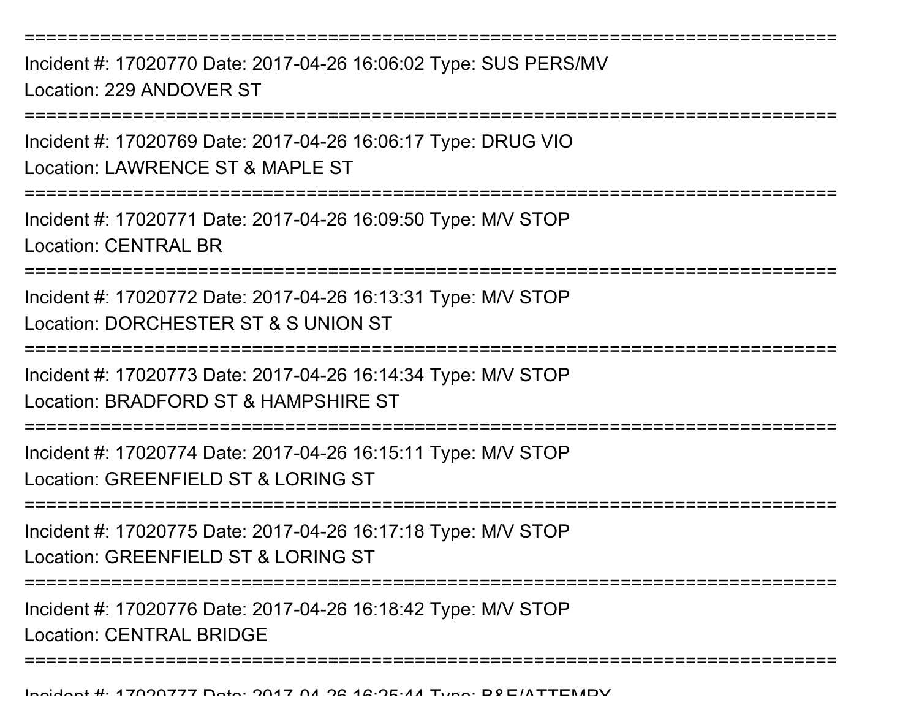===========================================================================
Incident #: 17020770 Date: 2017-04-26 16:06:02 Type: SUS PERS/MV
Location: 229 ANDOVER ST
===========================================================================
Incident #: 17020769 Date: 2017-04-26 16:06:17 Type: DRUG VIO
Location: LAWRENCE ST & MAPLE ST
===========================================================================
Incident #: 17020771 Date: 2017-04-26 16:09:50 Type: M/V STOP
Location: CENTRAL BR
===========================================================================
Incident #: 17020772 Date: 2017-04-26 16:13:31 Type: M/V STOP
Location: DORCHESTER ST & S UNION ST
===========================================================================
Incident #: 17020773 Date: 2017-04-26 16:14:34 Type: M/V STOP
Location: BRADFORD ST & HAMPSHIRE ST
===========================================================================
Incident #: 17020774 Date: 2017-04-26 16:15:11 Type: M/V STOP
Location: GREENFIELD ST & LORING ST
===========================================================================
Incident #: 17020775 Date: 2017-04-26 16:17:18 Type: M/V STOP
Location: GREENFIELD ST & LORING ST
===========================================================================
Incident #: 17020776 Date: 2017-04-26 16:18:42 Type: M/V STOP
Location: CENTRAL BRIDGE
===========================================================================
Incident #: 17020777 Date: 2017-04-26 16:25:44 Type: B&E/ATTEMPY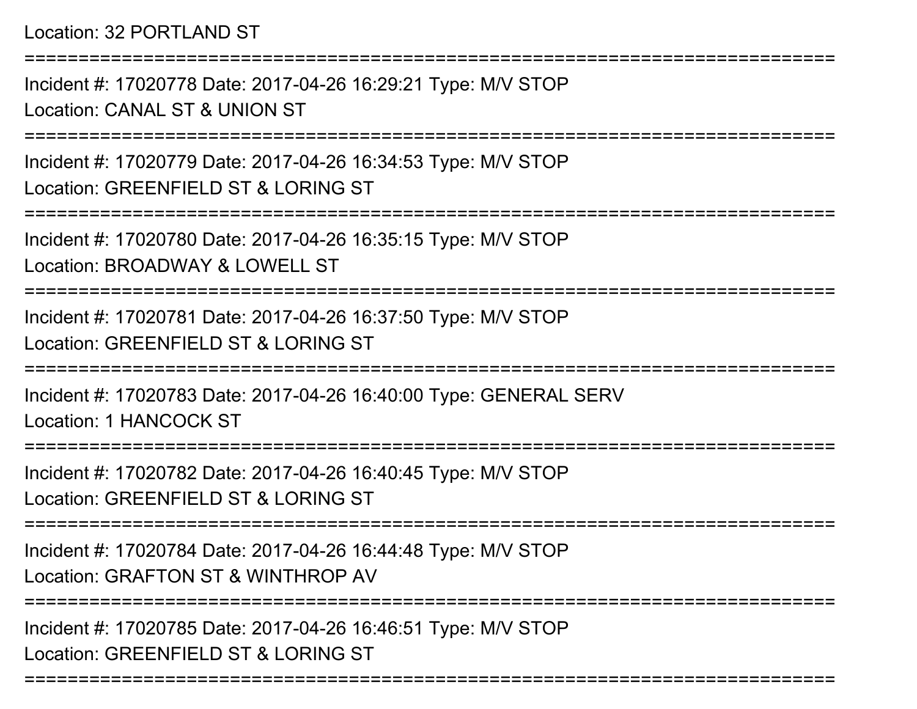Location: 32 PORTLAND ST

===========================================================================

Incident #: 17020778 Date: 2017-04-26 16:29:21 Type: M/V STOP
Location: CANAL ST & UNION ST

===========================================================================

Incident #: 17020779 Date: 2017-04-26 16:34:53 Type: M/V STOP
Location: GREENFIELD ST & LORING ST

===========================================================================

Incident #: 17020780 Date: 2017-04-26 16:35:15 Type: M/V STOP
Location: BROADWAY & LOWELL ST

===========================================================================

Incident #: 17020781 Date: 2017-04-26 16:37:50 Type: M/V STOP
Location: GREENFIELD ST & LORING ST

===========================================================================

Incident #: 17020783 Date: 2017-04-26 16:40:00 Type: GENERAL SERV
Location: 1 HANCOCK ST

===========================================================================

Incident #: 17020782 Date: 2017-04-26 16:40:45 Type: M/V STOP
Location: GREENFIELD ST & LORING ST

===========================================================================

Incident #: 17020784 Date: 2017-04-26 16:44:48 Type: M/V STOP
Location: GRAFTON ST & WINTHROP AV

===========================================================================

Incident #: 17020785 Date: 2017-04-26 16:46:51 Type: M/V STOP
Location: GREENFIELD ST & LORING ST

===========================================================================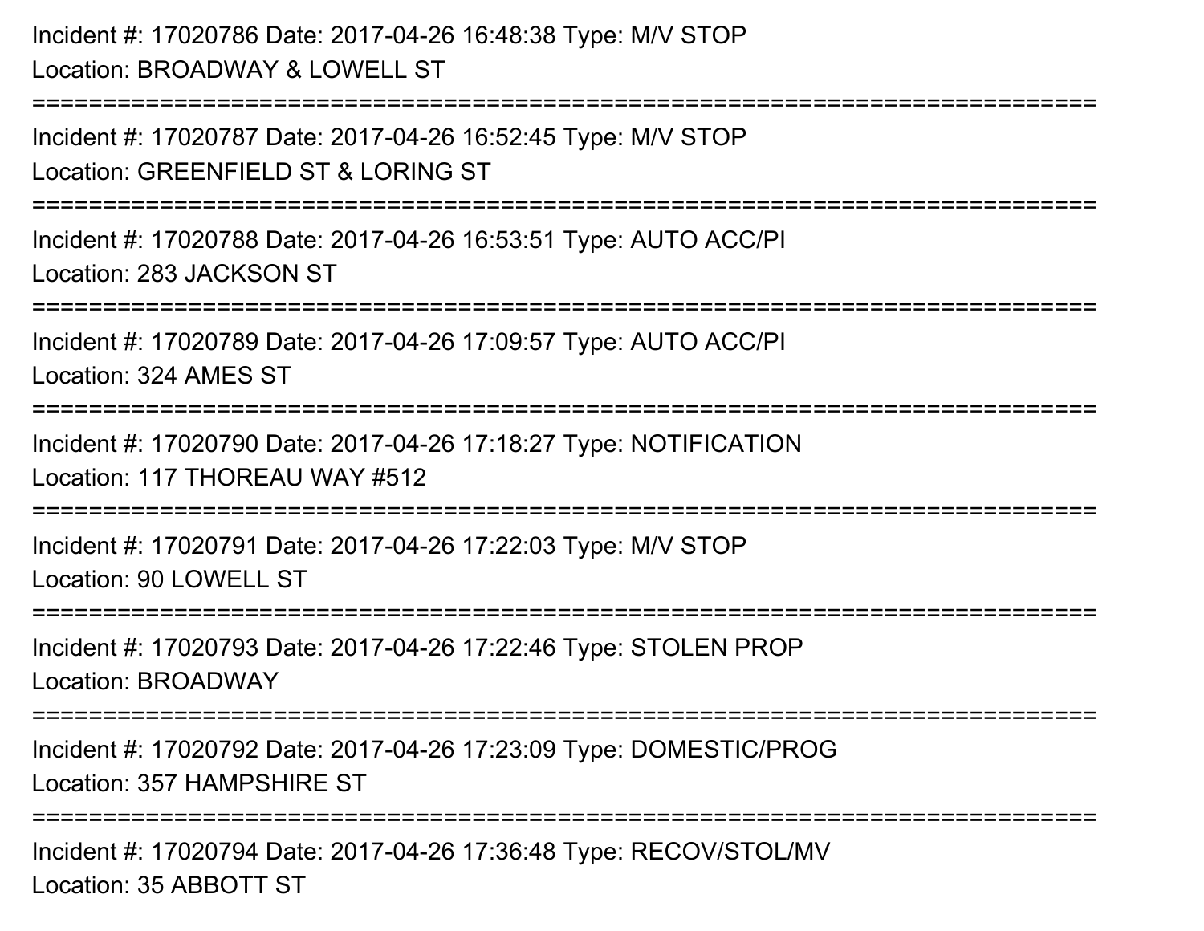Incident #: 17020786 Date: 2017-04-26 16:48:38 Type: M/V STOP
Location: BROADWAY & LOWELL ST

===========================================================================

Incident #: 17020787 Date: 2017-04-26 16:52:45 Type: M/V STOP
Location: GREENFIELD ST & LORING ST

===========================================================================

Incident #: 17020788 Date: 2017-04-26 16:53:51 Type: AUTO ACC/PI
Location: 283 JACKSON ST

===========================================================================

Incident #: 17020789 Date: 2017-04-26 17:09:57 Type: AUTO ACC/PI
Location: 324 AMES ST

===========================================================================

Incident #: 17020790 Date: 2017-04-26 17:18:27 Type: NOTIFICATION
Location: 117 THOREAU WAY #512

===========================================================================

Incident #: 17020791 Date: 2017-04-26 17:22:03 Type: M/V STOP
Location: 90 LOWELL ST

===========================================================================

Incident #: 17020793 Date: 2017-04-26 17:22:46 Type: STOLEN PROP
Location: BROADWAY

===========================================================================

Incident #: 17020792 Date: 2017-04-26 17:23:09 Type: DOMESTIC/PROG
Location: 357 HAMPSHIRE ST

===========================================================================

Incident #: 17020794 Date: 2017-04-26 17:36:48 Type: RECOV/STOL/MV
Location: 35 ABBOTT ST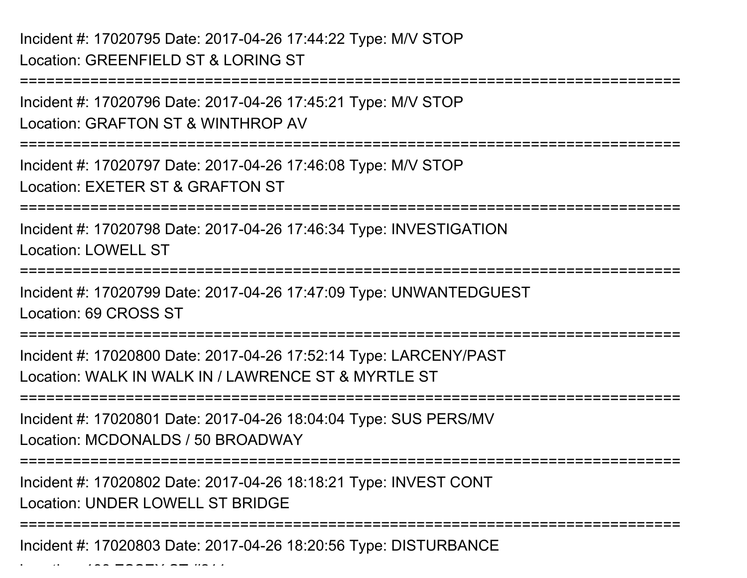Incident #: 17020795 Date: 2017-04-26 17:44:22 Type: M/V STOP
Location: GREENFIELD ST & LORING ST

===========================================================================

Incident #: 17020796 Date: 2017-04-26 17:45:21 Type: M/V STOP
Location: GRAFTON ST & WINTHROP AV

===========================================================================

Incident #: 17020797 Date: 2017-04-26 17:46:08 Type: M/V STOP
Location: EXETER ST & GRAFTON ST

===========================================================================

Incident #: 17020798 Date: 2017-04-26 17:46:34 Type: INVESTIGATION
Location: LOWELL ST

===========================================================================

Incident #: 17020799 Date: 2017-04-26 17:47:09 Type: UNWANTEDGUEST
Location: 69 CROSS ST

===========================================================================

Incident #: 17020800 Date: 2017-04-26 17:52:14 Type: LARCENY/PAST
Location: WALK IN WALK IN / LAWRENCE ST & MYRTLE ST

===========================================================================

Incident #: 17020801 Date: 2017-04-26 18:04:04 Type: SUS PERS/MV
Location: MCDONALDS / 50 BROADWAY

===========================================================================

Incident #: 17020802 Date: 2017-04-26 18:18:21 Type: INVEST CONT
Location: UNDER LOWELL ST BRIDGE

===========================================================================

Incident #: 17020803 Date: 2017-04-26 18:20:56 Type: DISTURBANCE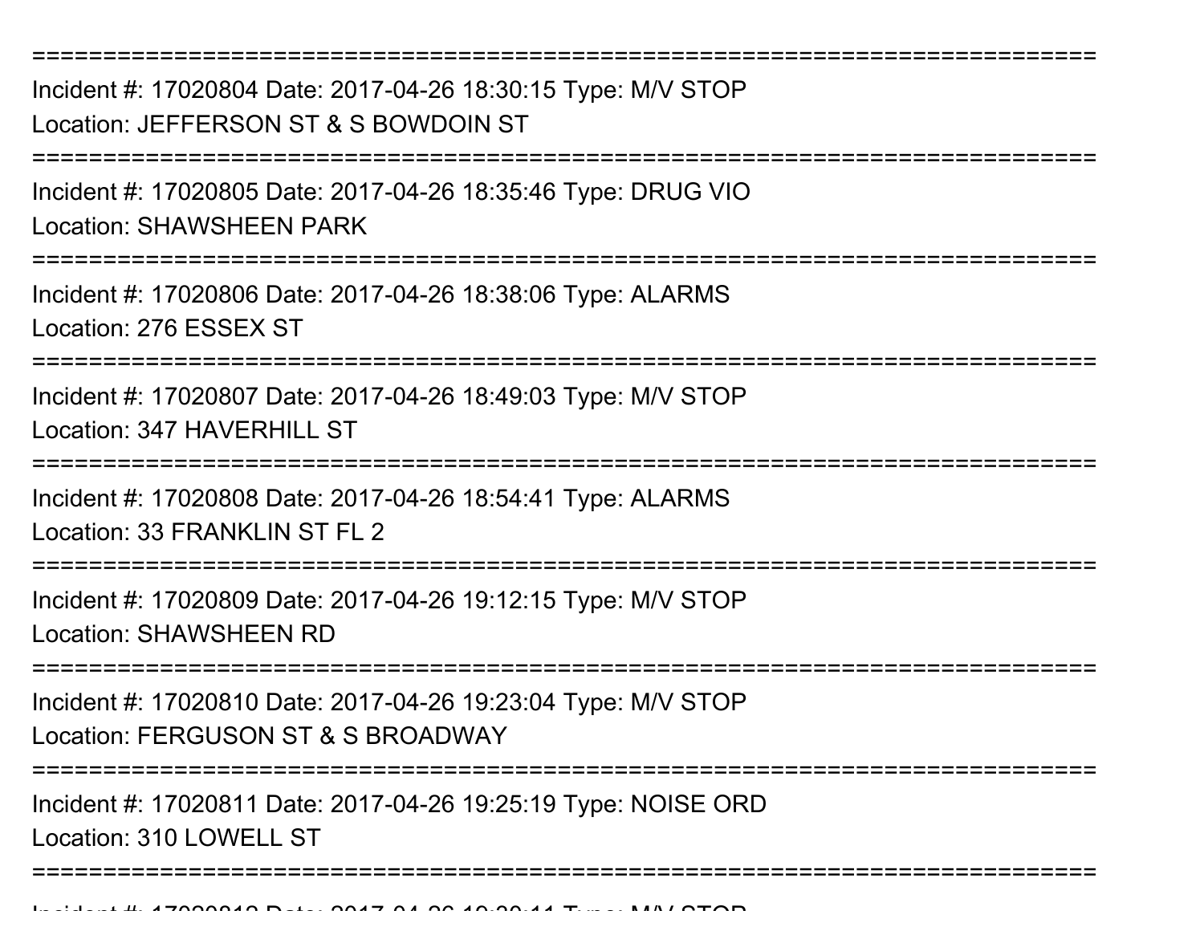===========================================================================
Incident #: 17020804 Date: 2017-04-26 18:30:15 Type: M/V STOP
Location: JEFFERSON ST & S BOWDOIN ST
===========================================================================
Incident #: 17020805 Date: 2017-04-26 18:35:46 Type: DRUG VIO
Location: SHAWSHEEN PARK
===========================================================================
Incident #: 17020806 Date: 2017-04-26 18:38:06 Type: ALARMS
Location: 276 ESSEX ST
===========================================================================
Incident #: 17020807 Date: 2017-04-26 18:49:03 Type: M/V STOP
Location: 347 HAVERHILL ST
===========================================================================
Incident #: 17020808 Date: 2017-04-26 18:54:41 Type: ALARMS
Location: 33 FRANKLIN ST FL 2
===========================================================================
Incident #: 17020809 Date: 2017-04-26 19:12:15 Type: M/V STOP
Location: SHAWSHEEN RD
===========================================================================
Incident #: 17020810 Date: 2017-04-26 19:23:04 Type: M/V STOP
Location: FERGUSON ST & S BROADWAY
===========================================================================
Incident #: 17020811 Date: 2017-04-26 19:25:19 Type: NOISE ORD
Location: 310 LOWELL ST
===========================================================================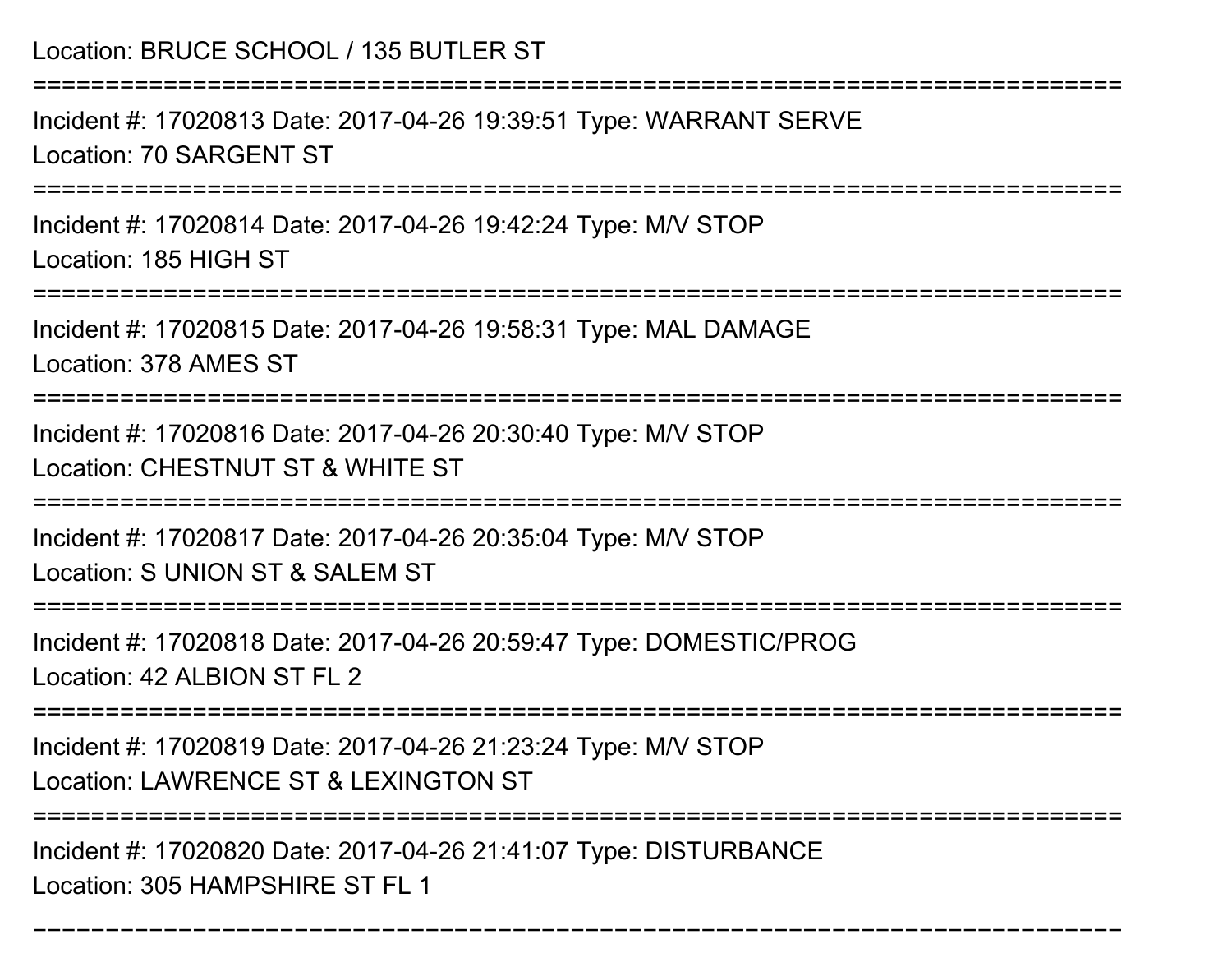Location: BRUCE SCHOOL / 135 BUTLER ST

===========================================================================

Incident #: 17020813 Date: 2017-04-26 19:39:51 Type: WARRANT SERVE

Location: 70 SARGENT ST

===========================================================================

Incident #: 17020814 Date: 2017-04-26 19:42:24 Type: M/V STOP

Location: 185 HIGH ST

===========================================================================

Incident #: 17020815 Date: 2017-04-26 19:58:31 Type: MAL DAMAGE

Location: 378 AMES ST

===========================================================================

Incident #: 17020816 Date: 2017-04-26 20:30:40 Type: M/V STOP

Location: CHESTNUT ST & WHITE ST

===========================================================================

Incident #: 17020817 Date: 2017-04-26 20:35:04 Type: M/V STOP

Location: S UNION ST & SALEM ST

===========================================================================

Incident #: 17020818 Date: 2017-04-26 20:59:47 Type: DOMESTIC/PROG

Location: 42 ALBION ST FL 2

===========================================================================

Incident #: 17020819 Date: 2017-04-26 21:23:24 Type: M/V STOP

Location: LAWRENCE ST & LEXINGTON ST

===========================================================================

Incident #: 17020820 Date: 2017-04-26 21:41:07 Type: DISTURBANCE

Location: 305 HAMPSHIRE ST FL 1

---------------------------------------------------------------------------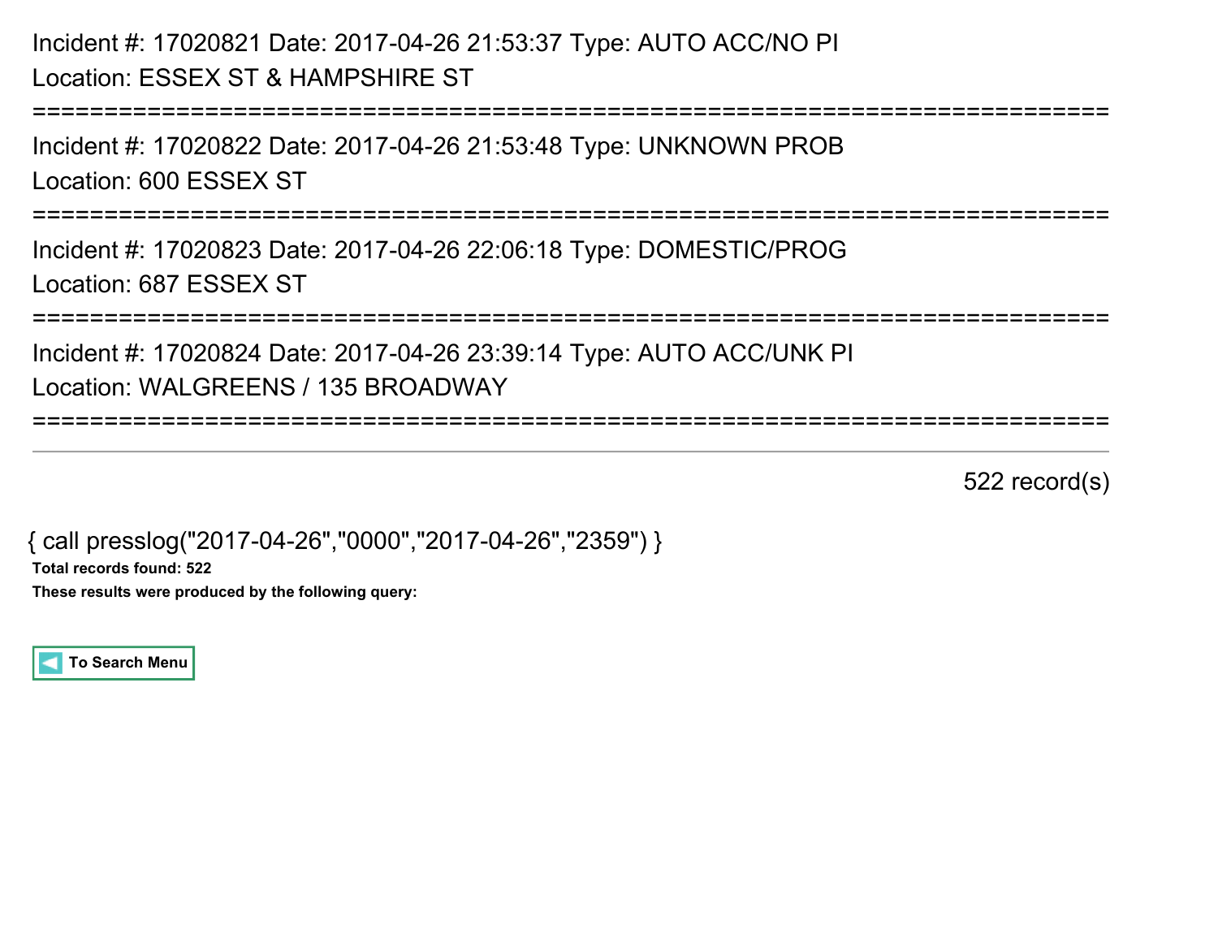Incident #: 17020821 Date: 2017-04-26 21:53:37 Type: AUTO ACC/NO PI
Location: ESSEX ST & HAMPSHIRE ST

===========================================================================

Incident #: 17020822 Date: 2017-04-26 21:53:48 Type: UNKNOWN PROB
Location: 600 ESSEX ST

===========================================================================

Incident #: 17020823 Date: 2017-04-26 22:06:18 Type: DOMESTIC/PROG
Location: 687 ESSEX ST

===========================================================================

Incident #: 17020824 Date: 2017-04-26 23:39:14 Type: AUTO ACC/UNK PI
Location: WALGREENS / 135 BROADWAY

===========================================================================

---

522 record(s)

{ call presslog("2017-04-26","0000","2017-04-26","2359") }

**Total records found: 522**

**These results were produced by the following query:**

**To Search Menu**